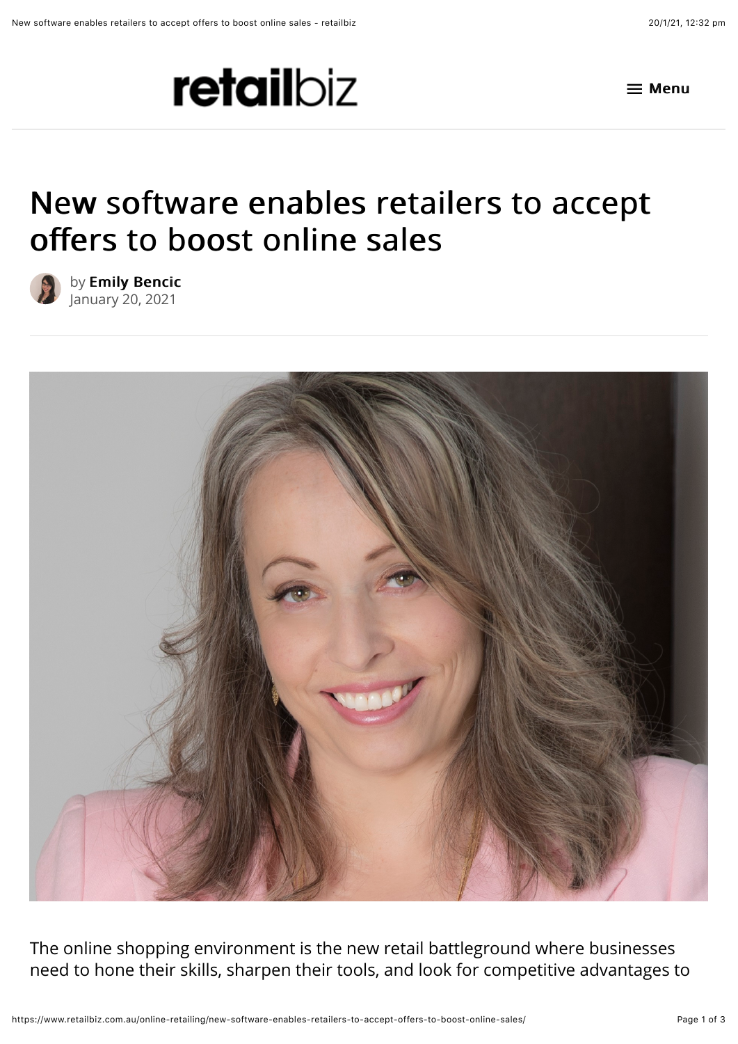retailbiz

Menu

# New software enables retailers to accept offers to boost online sales

by **Emily Bencic**
January 20, 2021

The online shopping environment is the new retail battleground where businesses need to hone their skills, sharpen their tools, and look for competitive advantages to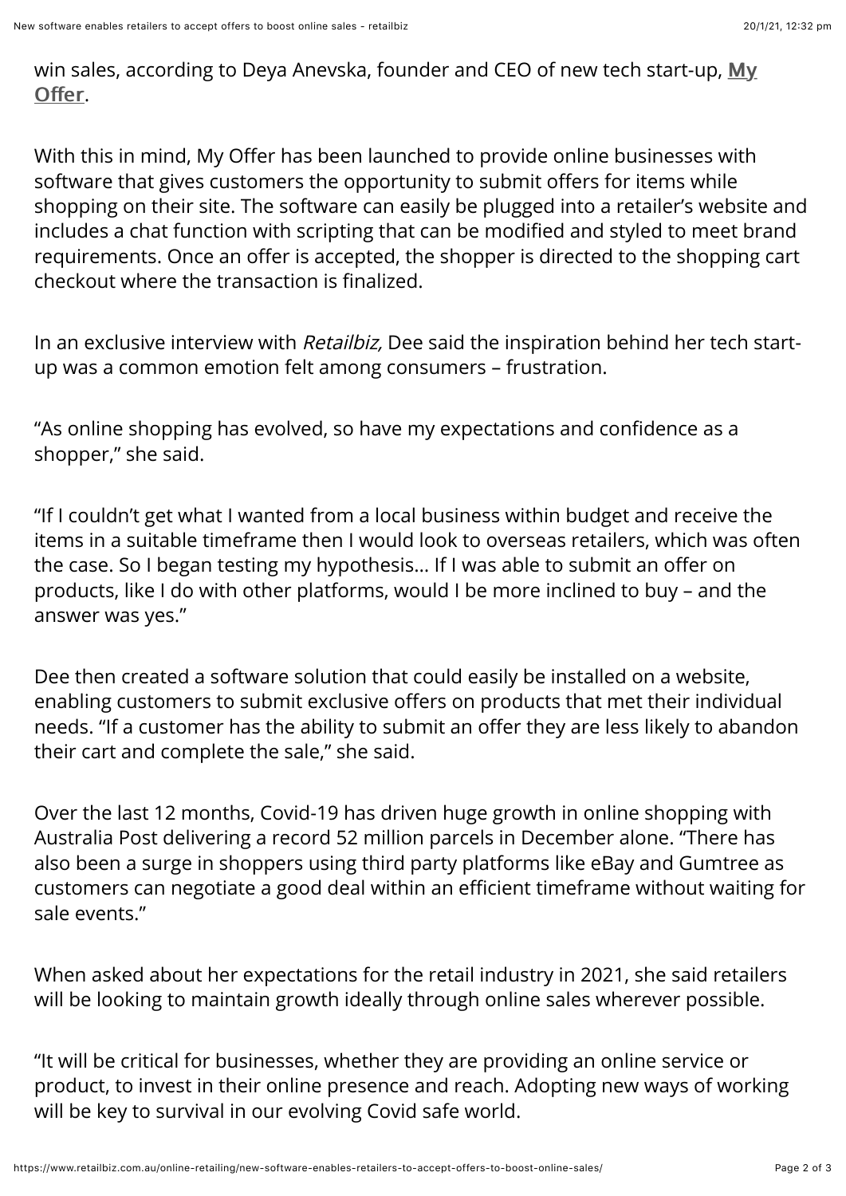win sales, according to Deya Anevska, founder and CEO of new tech start-up, **My Offer**.

With this in mind, My Offer has been launched to provide online businesses with software that gives customers the opportunity to submit offers for items while shopping on their site. The software can easily be plugged into a retailer's website and includes a chat function with scripting that can be modified and styled to meet brand requirements. Once an offer is accepted, the shopper is directed to the shopping cart checkout where the transaction is finalized.

In an exclusive interview with *Retailbiz,* Dee said the inspiration behind her tech start-up was a common emotion felt among consumers – frustration.

"As online shopping has evolved, so have my expectations and confidence as a shopper," she said.

"If I couldn't get what I wanted from a local business within budget and receive the items in a suitable timeframe then I would look to overseas retailers, which was often the case. So I began testing my hypothesis… If I was able to submit an offer on products, like I do with other platforms, would I be more inclined to buy – and the answer was yes."

Dee then created a software solution that could easily be installed on a website, enabling customers to submit exclusive offers on products that met their individual needs. "If a customer has the ability to submit an offer they are less likely to abandon their cart and complete the sale," she said.

Over the last 12 months, Covid-19 has driven huge growth in online shopping with Australia Post delivering a record 52 million parcels in December alone. "There has also been a surge in shoppers using third party platforms like eBay and Gumtree as customers can negotiate a good deal within an efficient timeframe without waiting for sale events."

When asked about her expectations for the retail industry in 2021, she said retailers will be looking to maintain growth ideally through online sales wherever possible.

"It will be critical for businesses, whether they are providing an online service or product, to invest in their online presence and reach. Adopting new ways of working will be key to survival in our evolving Covid safe world.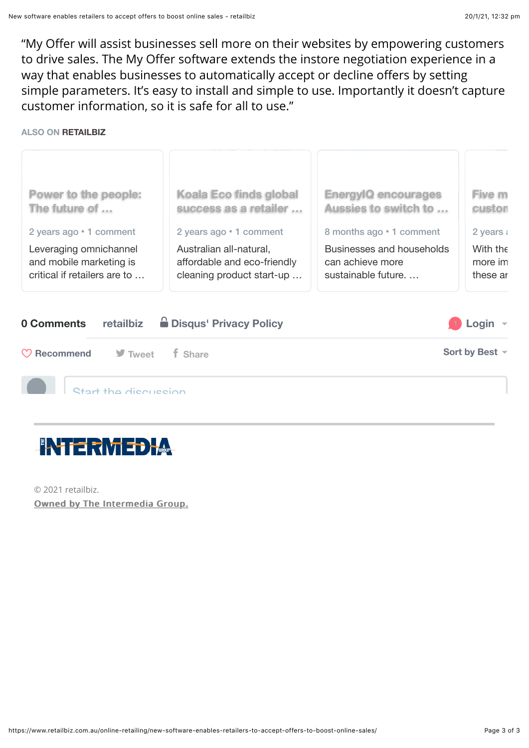“My Offer will assist businesses sell more on their websites by empowering customers to drive sales. The My Offer software extends the instore negotiation experience in a way that enables businesses to automatically accept or decline offers by setting simple parameters. It’s easy to install and simple to use. Importantly it doesn’t capture customer information, so it is safe for all to use.”

ALSO ON **RETAILBIZ**

**Power to the people: The future of …**
2 years ago • 1 comment
Leveraging omnichannel and mobile marketing is critical if retailers are to …

**Koala Eco finds global success as a retailer …**
2 years ago • 1 comment
Australian all-natural, affordable and eco-friendly cleaning product start-up …

**EnergyIQ encourages Aussies to switch to …**
8 months ago • 1 comment
Businesses and households can achieve more sustainable future. …

**Five m custon**
2 years a
With the more im these ar

**0 Comments** retailbiz Disqus' Privacy Policy Login

Recommend Tweet Share Sort by Best

Start the discussion

© 2021 retailbiz.
Owned by The Intermedia Group.